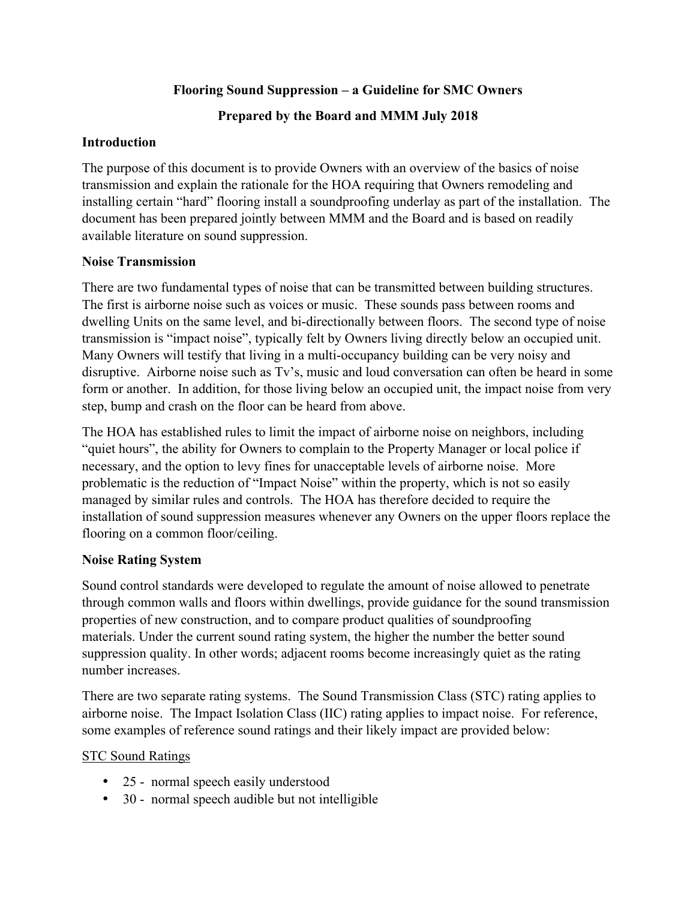# Flooring Sound Suppression – a Guideline for SMC Owners

## Prepared by the Board and MMM July 2018

### Introduction

The purpose of this document is to provide Owners with an overview of the basics of noise transmission and explain the rationale for the HOA requiring that Owners remodeling and installing certain "hard" flooring install a soundproofing underlay as part of the installation. The document has been prepared jointly between MMM and the Board and is based on readily available literature on sound suppression.

### Noise Transmission

There are two fundamental types of noise that can be transmitted between building structures. The first is airborne noise such as voices or music. These sounds pass between rooms and dwelling Units on the same level, and bi-directionally between floors. The second type of noise transmission is "impact noise", typically felt by Owners living directly below an occupied unit. Many Owners will testify that living in a multi-occupancy building can be very noisy and disruptive. Airborne noise such as Tv's, music and loud conversation can often be heard in some form or another. In addition, for those living below an occupied unit, the impact noise from very step, bump and crash on the floor can be heard from above.

The HOA has established rules to limit the impact of airborne noise on neighbors, including "quiet hours", the ability for Owners to complain to the Property Manager or local police if necessary, and the option to levy fines for unacceptable levels of airborne noise. More problematic is the reduction of "Impact Noise" within the property, which is not so easily managed by similar rules and controls. The HOA has therefore decided to require the installation of sound suppression measures whenever any Owners on the upper floors replace the flooring on a common floor/ceiling.

### Noise Rating System

Sound control standards were developed to regulate the amount of noise allowed to penetrate through common walls and floors within dwellings, provide guidance for the sound transmission properties of new construction, and to compare product qualities of soundproofing materials. Under the current sound rating system, the higher the number the better sound suppression quality. In other words; adjacent rooms become increasingly quiet as the rating number increases.

There are two separate rating systems. The Sound Transmission Class (STC) rating applies to airborne noise. The Impact Isolation Class (IIC) rating applies to impact noise. For reference, some examples of reference sound ratings and their likely impact are provided below:

<u>STC Sound Ratings</u>

- 25 - normal speech easily understood
- 30 - normal speech audible but not intelligible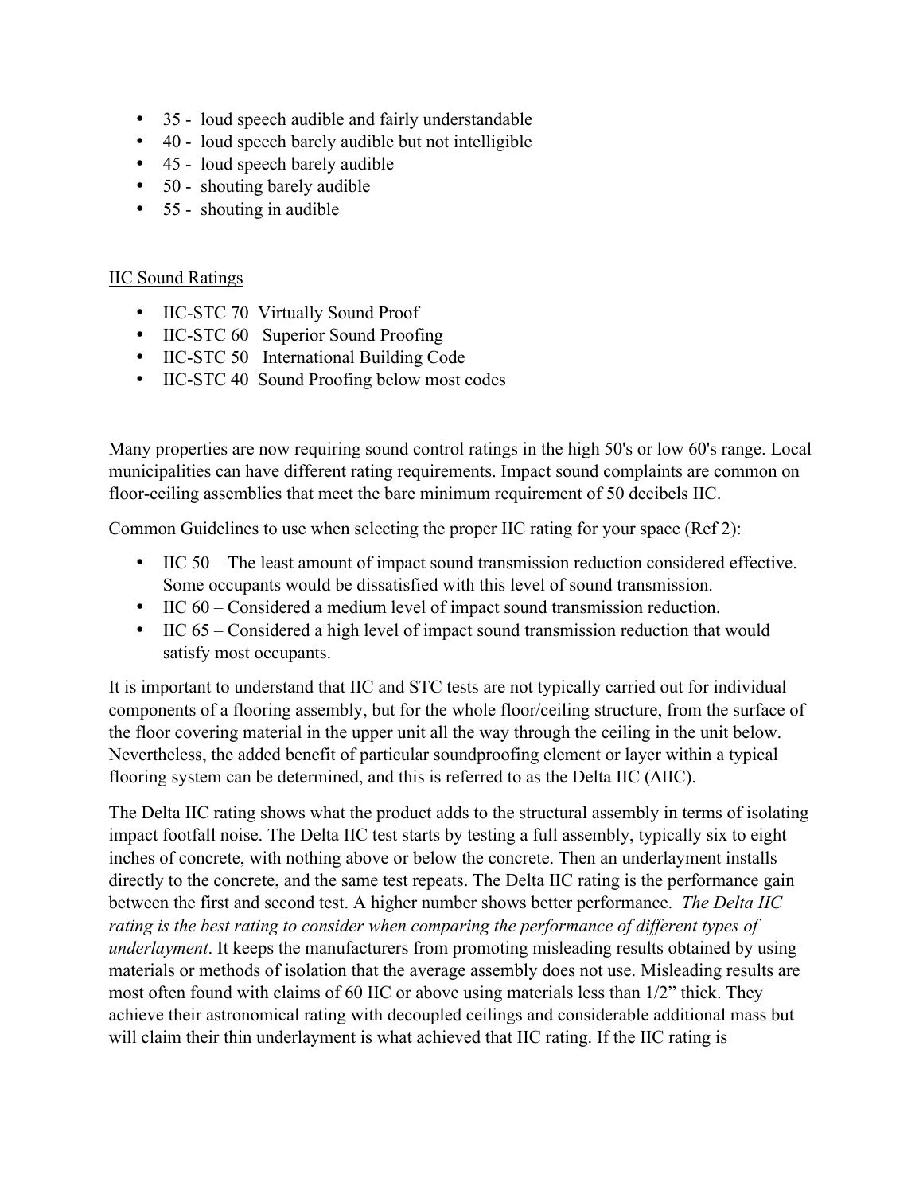- 35 - loud speech audible and fairly understandable
- 40 - loud speech barely audible but not intelligible
- 45 - loud speech barely audible
- 50 - shouting barely audible
- 55 - shouting in audible

<u>IIC Sound Ratings</u>

- IIC-STC 70 Virtually Sound Proof
- IIC-STC 60 Superior Sound Proofing
- IIC-STC 50 International Building Code
- IIC-STC 40 Sound Proofing below most codes

Many properties are now requiring sound control ratings in the high 50's or low 60's range. Local municipalities can have different rating requirements. Impact sound complaints are common on floor-ceiling assemblies that meet the bare minimum requirement of 50 decibels IIC.

<u>Common Guidelines to use when selecting the proper IIC rating for your space (Ref 2):</u>

- IIC 50 – The least amount of impact sound transmission reduction considered effective. Some occupants would be dissatisfied with this level of sound transmission.
- IIC 60 – Considered a medium level of impact sound transmission reduction.
- IIC 65 – Considered a high level of impact sound transmission reduction that would satisfy most occupants.

It is important to understand that IIC and STC tests are not typically carried out for individual components of a flooring assembly, but for the whole floor/ceiling structure, from the surface of the floor covering material in the upper unit all the way through the ceiling in the unit below. Nevertheless, the added benefit of particular soundproofing element or layer within a typical flooring system can be determined, and this is referred to as the Delta IIC (ΔIIC).

The Delta IIC rating shows what the <u>product</u> adds to the structural assembly in terms of isolating impact footfall noise. The Delta IIC test starts by testing a full assembly, typically six to eight inches of concrete, with nothing above or below the concrete. Then an underlayment installs directly to the concrete, and the same test repeats. The Delta IIC rating is the performance gain between the first and second test. A higher number shows better performance. *The Delta IIC rating is the best rating to consider when comparing the performance of different types of underlayment*. It keeps the manufacturers from promoting misleading results obtained by using materials or methods of isolation that the average assembly does not use. Misleading results are most often found with claims of 60 IIC or above using materials less than 1/2" thick. They achieve their astronomical rating with decoupled ceilings and considerable additional mass but will claim their thin underlayment is what achieved that IIC rating. If the IIC rating is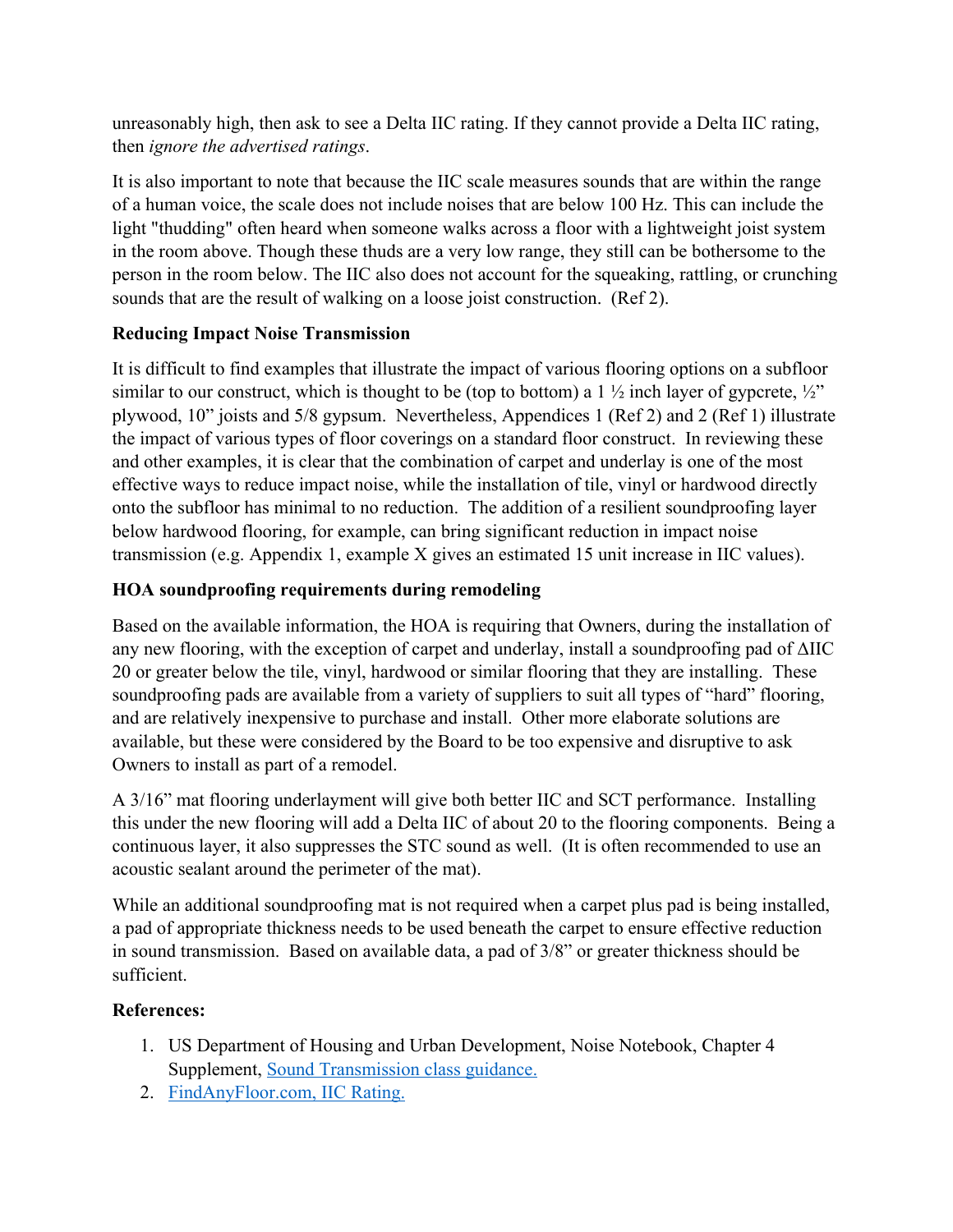unreasonably high, then ask to see a Delta IIC rating. If they cannot provide a Delta IIC rating, then *ignore the advertised ratings*.

It is also important to note that because the IIC scale measures sounds that are within the range of a human voice, the scale does not include noises that are below 100 Hz. This can include the light "thudding" often heard when someone walks across a floor with a lightweight joist system in the room above. Though these thuds are a very low range, they still can be bothersome to the person in the room below. The IIC also does not account for the squeaking, rattling, or crunching sounds that are the result of walking on a loose joist construction. (Ref 2).

**Reducing Impact Noise Transmission**

It is difficult to find examples that illustrate the impact of various flooring options on a subfloor similar to our construct, which is thought to be (top to bottom) a 1 ½ inch layer of gypcrete, ½" plywood, 10" joists and 5/8 gypsum. Nevertheless, Appendices 1 (Ref 2) and 2 (Ref 1) illustrate the impact of various types of floor coverings on a standard floor construct. In reviewing these and other examples, it is clear that the combination of carpet and underlay is one of the most effective ways to reduce impact noise, while the installation of tile, vinyl or hardwood directly onto the subfloor has minimal to no reduction. The addition of a resilient soundproofing layer below hardwood flooring, for example, can bring significant reduction in impact noise transmission (e.g. Appendix 1, example X gives an estimated 15 unit increase in IIC values).

**HOA soundproofing requirements during remodeling**

Based on the available information, the HOA is requiring that Owners, during the installation of any new flooring, with the exception of carpet and underlay, install a soundproofing pad of ΔIIC 20 or greater below the tile, vinyl, hardwood or similar flooring that they are installing. These soundproofing pads are available from a variety of suppliers to suit all types of "hard" flooring, and are relatively inexpensive to purchase and install. Other more elaborate solutions are available, but these were considered by the Board to be too expensive and disruptive to ask Owners to install as part of a remodel.

A 3/16" mat flooring underlayment will give both better IIC and SCT performance. Installing this under the new flooring will add a Delta IIC of about 20 to the flooring components. Being a continuous layer, it also suppresses the STC sound as well. (It is often recommended to use an acoustic sealant around the perimeter of the mat).

While an additional soundproofing mat is not required when a carpet plus pad is being installed, a pad of appropriate thickness needs to be used beneath the carpet to ensure effective reduction in sound transmission. Based on available data, a pad of 3/8" or greater thickness should be sufficient.

**References:**

1. US Department of Housing and Urban Development, Noise Notebook, Chapter 4 Supplement, Sound Transmission class guidance.
2. FindAnyFloor.com, IIC Rating.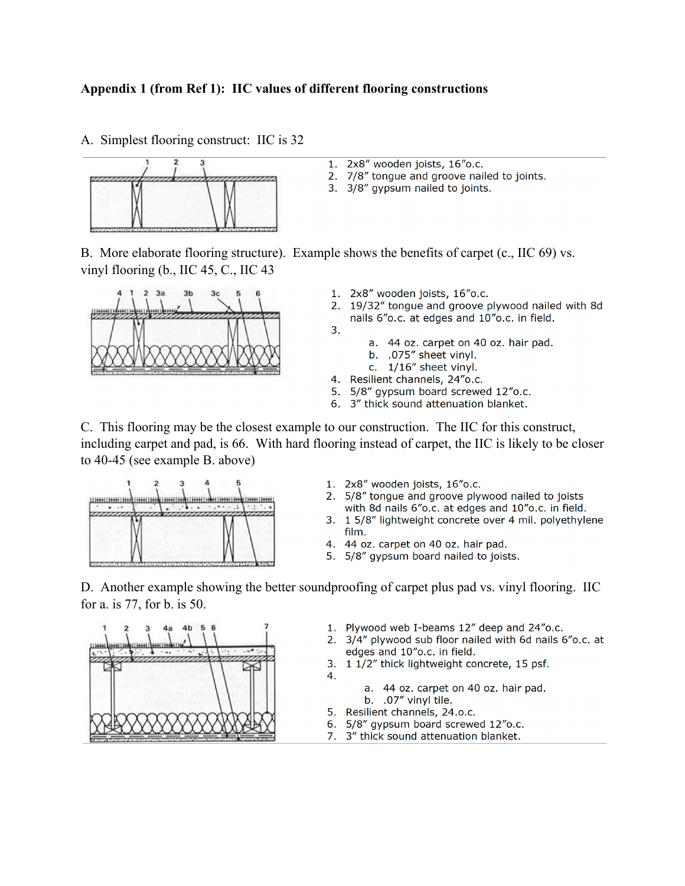**Appendix 1 (from Ref 1): IIC values of different flooring constructions**

A. Simplest flooring construct: IIC is 32

1. 2x8" wooden joists, 16"o.c.
2. 7/8" tongue and groove nailed to joints.
3. 3/8" gypsum nailed to joints.

B. More elaborate flooring structure). Example shows the benefits of carpet (c., IIC 69) vs. vinyl flooring (b., IIC 45, C., IIC 43

1. 2x8" wooden joists, 16"o.c.
2. 19/32" tongue and groove plywood nailed with 8d nails 6"o.c. at edges and 10"o.c. in field.
3.
   a. 44 oz. carpet on 40 oz. hair pad.
   b. .075" sheet vinyl.
   c. 1/16" sheet vinyl.
4. Resilient channels, 24"o.c.
5. 5/8" gypsum board screwed 12"o.c.
6. 3" thick sound attenuation blanket.

C. This flooring may be the closest example to our construction. The IIC for this construct, including carpet and pad, is 66. With hard flooring instead of carpet, the IIC is likely to be closer to 40-45 (see example B. above)

1. 2x8" wooden joists, 16"o.c.
2. 5/8" tongue and groove plywood nailed to joists with 8d nails 6"o.c. at edges and 10"o.c. in field.
3. 1 5/8" lightweight concrete over 4 mil. polyethylene film.
4. 44 oz. carpet on 40 oz. hair pad.
5. 5/8" gypsum board nailed to joists.

D. Another example showing the better soundproofing of carpet plus pad vs. vinyl flooring. IIC for a. is 77, for b. is 50.

1. Plywood web I-beams 12" deep and 24"o.c.
2. 3/4" plywood sub floor nailed with 6d nails 6"o.c. at edges and 10"o.c. in field.
3. 1 1/2" thick lightweight concrete, 15 psf.
4.
   a. 44 oz. carpet on 40 oz. hair pad.
   b. .07" vinyl tile.
5. Resilient channels, 24.o.c.
6. 5/8" gypsum board screwed 12"o.c.
7. 3" thick sound attenuation blanket.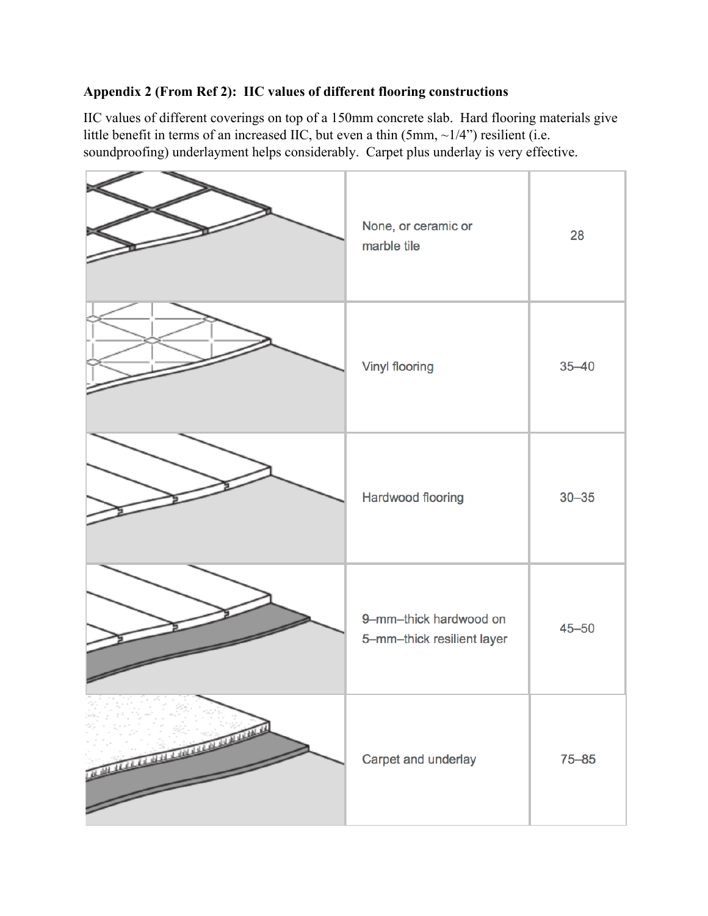**Appendix 2 (From Ref 2): IIC values of different flooring constructions**

IIC values of different coverings on top of a 150mm concrete slab. Hard flooring materials give little benefit in terms of an increased IIC, but even a thin (5mm, ~1/4") resilient (i.e. soundproofing) underlayment helps considerably. Carpet plus underlay is very effective.

| | | |
|---|---|---|
| | None, or ceramic or marble tile | 28 |
| | Vinyl flooring | 35–40 |
| | Hardwood flooring | 30–35 |
| | 9–mm–thick hardwood on 5–mm–thick resilient layer | 45–50 |
| | Carpet and underlay | 75–85 |